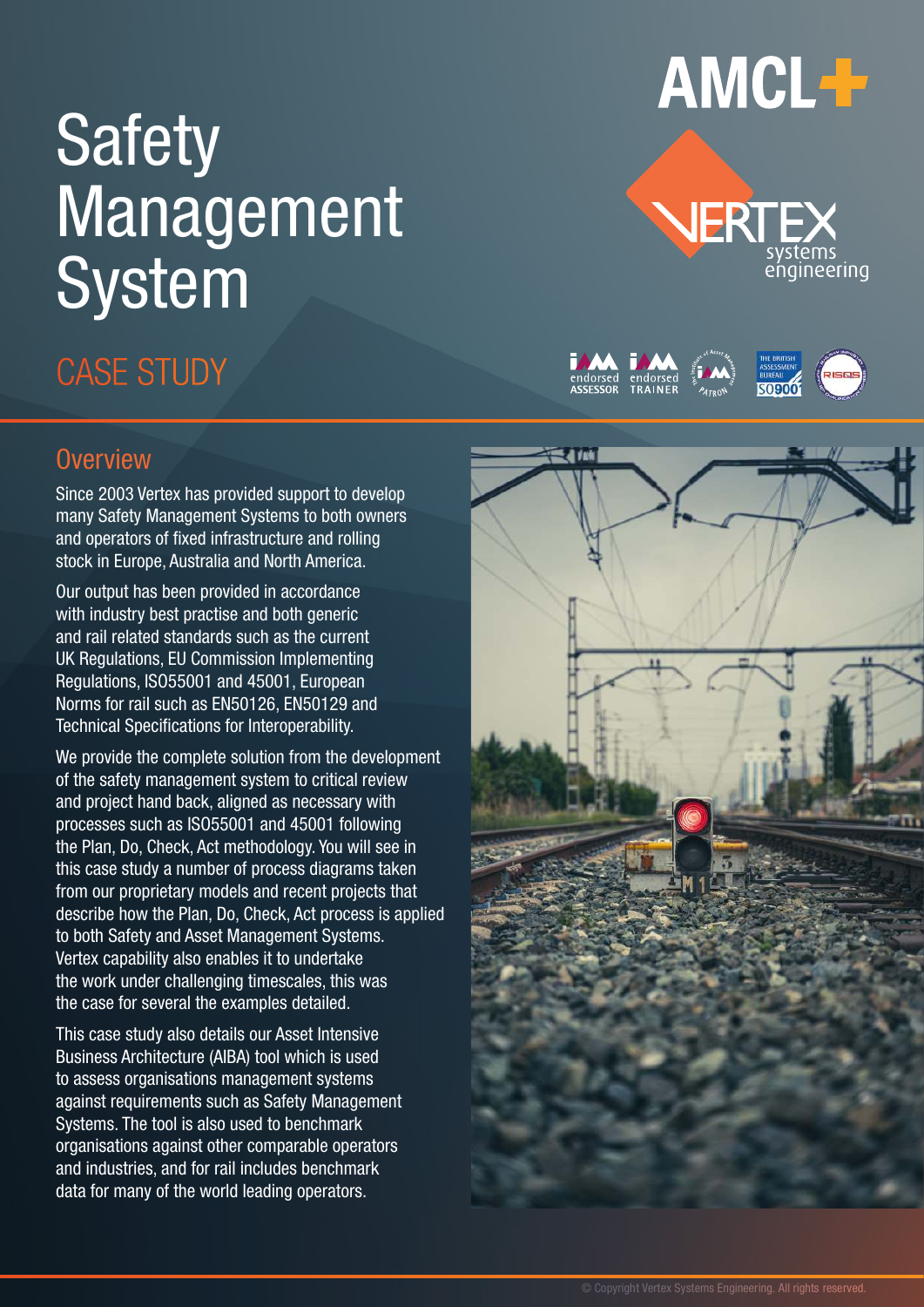# Safety Management System

## CASE STUDY

## Overview

Since 2003 Vertex has provided support to develop many Safety Management Systems to both owners and operators of fixed infrastructure and rolling stock in Europe, Australia and North America.

Our output has been provided in accordance with industry best practise and both generic and rail related standards such as the current UK Regulations, EU Commission Implementing Regulations, ISO55001 and 45001, European Norms for rail such as EN50126, EN50129 and Technical Specifications for Interoperability.

We provide the complete solution from the development of the safety management system to critical review and project hand back, aligned as necessary with processes such as ISO55001 and 45001 following the Plan, Do, Check, Act methodology. You will see in this case study a number of process diagrams taken from our proprietary models and recent projects that describe how the Plan, Do, Check, Act process is applied to both Safety and Asset Management Systems. Vertex capability also enables it to undertake the work under challenging timescales, this was the case for several the examples detailed.

This case study also details our Asset Intensive Business Architecture (AIBA) tool which is used to assess organisations management systems against requirements such as Safety Management Systems. The tool is also used to benchmark organisations against other comparable operators and industries, and for rail includes benchmark data for many of the world leading operators.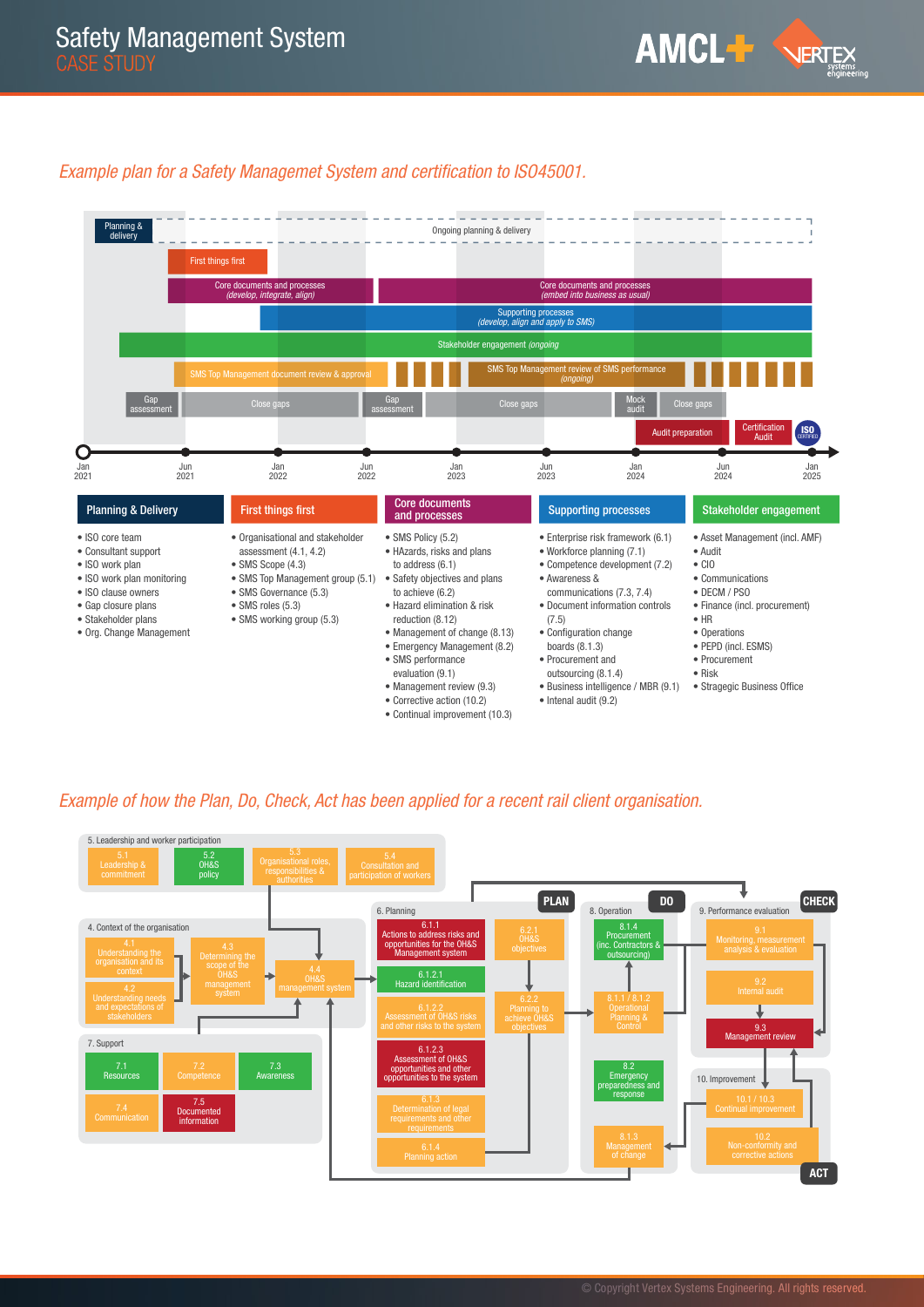# Safety Management System
## CASE STUDY

*Example plan for a Safety Managemet System and certification to ISO45001.*

Planning & delivery — Ongoing planning & delivery

First things first

Core documents and processes (develop, integrate, align)

Core documents and processes (embed into business as usual)

Supporting processes (develop, align and apply to SMS)

Stakeholder engagement (ongoing)

SMS Top Management document review & approval

SMS Top Management review of SMS performance (ongoing)

Gap assessment — Close gaps — Gap assessment — Close gaps — Mock audit — Close gaps

Audit preparation — Certification Audit — ISO CERTIFIED

Jan 2021 — Jun 2021 — Jan 2022 — Jun 2022 — Jan 2023 — Jun 2023 — Jan 2024 — Jun 2024 — Jan 2025

### Planning & Delivery

- ISO core team
- Consultant support
- ISO work plan
- ISO work plan monitoring
- ISO clause owners
- Gap closure plans
- Stakeholder plans
- Org. Change Management

### First things first

- Organisational and stakeholder assessment (4.1, 4.2)
- SMS Scope (4.3)
- SMS Top Management group (5.1)
- SMS Governance (5.3)
- SMS roles (5.3)
- SMS working group (5.3)

### Core documents and processes

- SMS Policy (5.2)
- HAzards, risks and plans to address (6.1)
- Safety objectives and plans to achieve (6.2)
- Hazard elimination & risk reduction (8.12)
- Management of change (8.13)
- Emergency Management (8.2)
- SMS performance evaluation (9.1)
- Management review (9.3)
- Corrective action (10.2)
- Continual improvement (10.3)

### Supporting processes

- Enterprise risk framework (6.1)
- Workforce planning (7.1)
- Competence development (7.2)
- Awareness & communications (7.3, 7.4)
- Document information controls (7.5)
- Configuration change boards (8.1.3)
- Procurement and outsourcing (8.1.4)
- Business intelligence / MBR (9.1)
- Intenal audit (9.2)

### Stakeholder engagement

- Asset Management (incl. AMF)
- Audit
- CIO
- Communications
- DECM / PSO
- Finance (incl. procurement)
- HR
- Operations
- PEPD (incl. ESMS)
- Procurement
- Risk
- Stragegic Business Office

*Example of how the Plan, Do, Check, Act has been applied for a recent rail client organisation.*

**5. Leadership and worker participation**
- 5.1 Leadership & commitment
- 5.2 OH&S policy
- 5.3 Organisational roles, responsibilities & authorities
- 5.4 Consultation and participation of workers

**4. Context of the organisation**
- 4.1 Understanding the organisation and its context
- 4.2 Understanding needs and expectations of stakeholders
- 4.3 Determining the scope of the OH&S management system
- 4.4 OH&S management system

**7. Support**
- 7.1 Resources
- 7.2 Competence
- 7.3 Awareness
- 7.4 Communication
- 7.5 Documented information

**6. Planning** (PLAN)
- 6.1.1 Actions to address risks and opportunities for the OH&S Management system
- 6.1.2.1 Hazard identification
- 6.1.2.2 Assessment of OH&S risks and other risks to the system
- 6.1.2.3 Assessment of OH&S opportunities and other opportunities to the system
- 6.1.3 Determination of legal requirements and other requirements
- 6.1.4 Planning action
- 6.2.1 OH&S objectives
- 6.2.2 Planning to achieve OH&S objectives

**8. Operation** (DO)
- 8.1.4 Procurement (inc. Contractors & outsourcing)
- 8.1.1 / 8.1.2 Operational Planning & Control
- 8.2 Emergency preparedness and response
- 8.1.3 Management of change

**9. Performance evaluation** (CHECK)
- 9.1 Monitoring, measurement analysis & evaluation
- 9.2 Internal audit
- 9.3 Management review

**10. Improvement** (ACT)
- 10.1 / 10.3 Continual improvement
- 10.2 Non-conformity and corrective actions

© Copyright Vertex Systems Engineering. All rights reserved.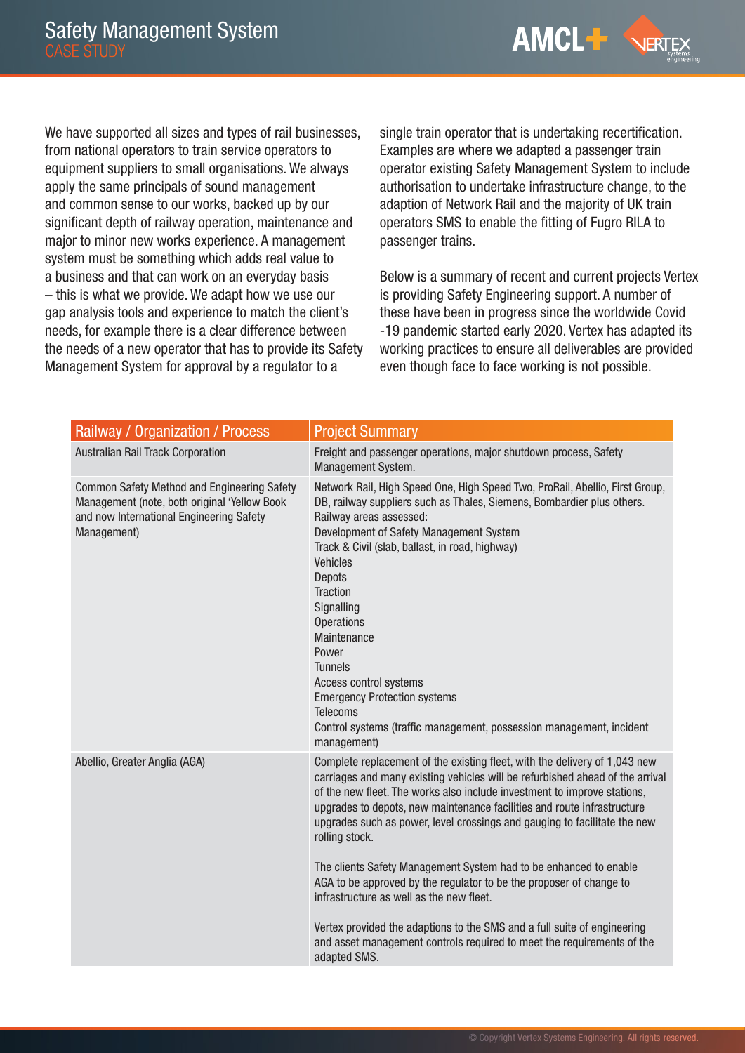# Safety Management System

## CASE STUDY

We have supported all sizes and types of rail businesses, from national operators to train service operators to equipment suppliers to small organisations. We always apply the same principals of sound management and common sense to our works, backed up by our significant depth of railway operation, maintenance and major to minor new works experience. A management system must be something which adds real value to a business and that can work on an everyday basis – this is what we provide. We adapt how we use our gap analysis tools and experience to match the client's needs, for example there is a clear difference between the needs of a new operator that has to provide its Safety Management System for approval by a regulator to a single train operator that is undertaking recertification. Examples are where we adapted a passenger train operator existing Safety Management System to include authorisation to undertake infrastructure change, to the adaption of Network Rail and the majority of UK train operators SMS to enable the fitting of Fugro RILA to passenger trains.

Below is a summary of recent and current projects Vertex is providing Safety Engineering support. A number of these have been in progress since the worldwide Covid -19 pandemic started early 2020. Vertex has adapted its working practices to ensure all deliverables are provided even though face to face working is not possible.

| Railway / Organization / Process | Project Summary |
| --- | --- |
| Australian Rail Track Corporation | Freight and passenger operations, major shutdown process, Safety Management System. |
| Common Safety Method and Engineering Safety Management (note, both original 'Yellow Book and now International Engineering Safety Management) | Network Rail, High Speed One, High Speed Two, ProRail, Abellio, First Group, DB, railway suppliers such as Thales, Siemens, Bombardier plus others.<br>Railway areas assessed:<br>Development of Safety Management System<br>Track & Civil (slab, ballast, in road, highway)<br>Vehicles<br>Depots<br>Traction<br>Signalling<br>Operations<br>Maintenance<br>Power<br>Tunnels<br>Access control systems<br>Emergency Protection systems<br>Telecoms<br>Control systems (traffic management, possession management, incident management) |
| Abellio, Greater Anglia (AGA) | Complete replacement of the existing fleet, with the delivery of 1,043 new carriages and many existing vehicles will be refurbished ahead of the arrival of the new fleet. The works also include investment to improve stations, upgrades to depots, new maintenance facilities and route infrastructure upgrades such as power, level crossings and gauging to facilitate the new rolling stock.<br><br>The clients Safety Management System had to be enhanced to enable AGA to be approved by the regulator to be the proposer of change to infrastructure as well as the new fleet.<br><br>Vertex provided the adaptions to the SMS and a full suite of engineering and asset management controls required to meet the requirements of the adapted SMS. |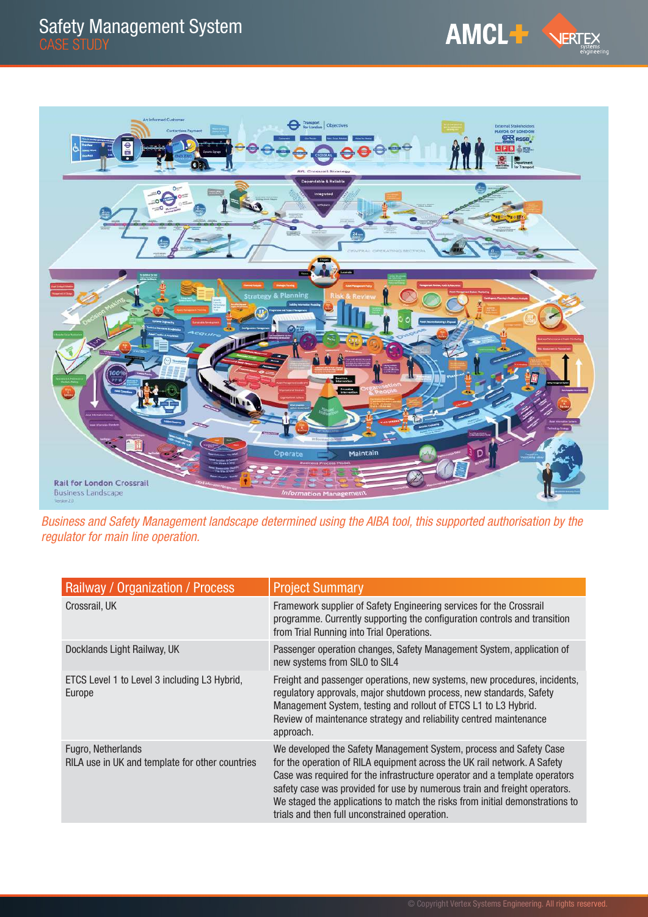*Business and Safety Management landscape determined using the AIBA tool, this supported authorisation by the regulator for main line operation.*

| Railway / Organization / Process | Project Summary |
| --- | --- |
| Crossrail, UK | Framework supplier of Safety Engineering services for the Crossrail programme. Currently supporting the configuration controls and transition from Trial Running into Trial Operations. |
| Docklands Light Railway, UK | Passenger operation changes, Safety Management System, application of new systems from SIL0 to SIL4 |
| ETCS Level 1 to Level 3 including L3 Hybrid, Europe | Freight and passenger operations, new systems, new procedures, incidents, regulatory approvals, major shutdown process, new standards, Safety Management System, testing and rollout of ETCS L1 to L3 Hybrid. Review of maintenance strategy and reliability centred maintenance approach. |
| Fugro, Netherlands<br>RILA use in UK and template for other countries | We developed the Safety Management System, process and Safety Case for the operation of RILA equipment across the UK rail network. A Safety Case was required for the infrastructure operator and a template operators safety case was provided for use by numerous train and freight operators. We staged the applications to match the risks from initial demonstrations to trials and then full unconstrained operation. |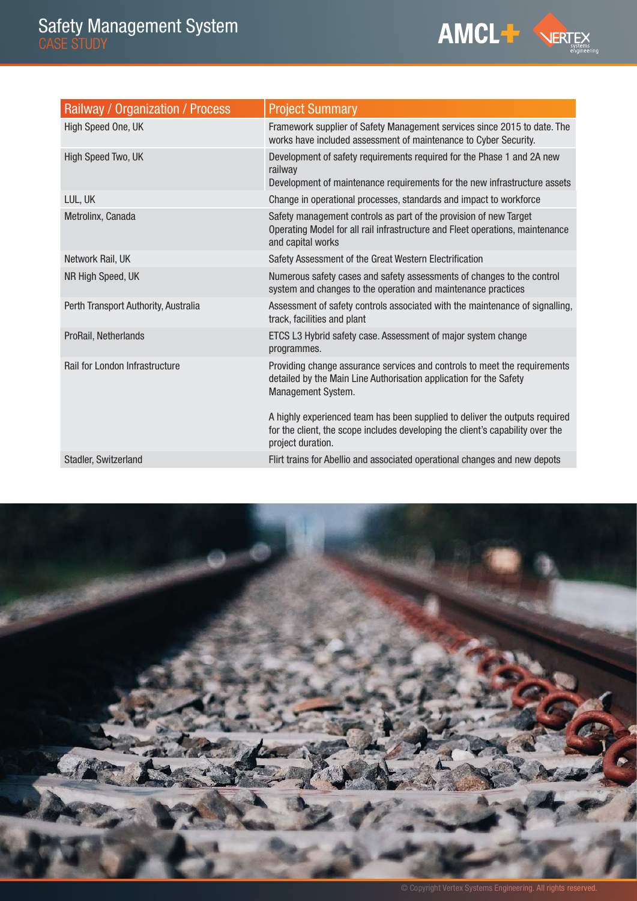| Railway / Organization / Process | Project Summary |
|---|---|
| High Speed One, UK | Framework supplier of Safety Management services since 2015 to date. The works have included assessment of maintenance to Cyber Security. |
| High Speed Two, UK | Development of safety requirements required for the Phase 1 and 2A new railway<br>Development of maintenance requirements for the new infrastructure assets |
| LUL, UK | Change in operational processes, standards and impact to workforce |
| Metrolinx, Canada | Safety management controls as part of the provision of new Target Operating Model for all rail infrastructure and Fleet operations, maintenance and capital works |
| Network Rail, UK | Safety Assessment of the Great Western Electrification |
| NR High Speed, UK | Numerous safety cases and safety assessments of changes to the control system and changes to the operation and maintenance practices |
| Perth Transport Authority, Australia | Assessment of safety controls associated with the maintenance of signalling, track, facilities and plant |
| ProRail, Netherlands | ETCS L3 Hybrid safety case. Assessment of major system change programmes. |
| Rail for London Infrastructure | Providing change assurance services and controls to meet the requirements detailed by the Main Line Authorisation application for the Safety Management System.<br><br>A highly experienced team has been supplied to deliver the outputs required for the client, the scope includes developing the client's capability over the project duration. |
| Stadler, Switzerland | Flirt trains for Abellio and associated operational changes and new depots |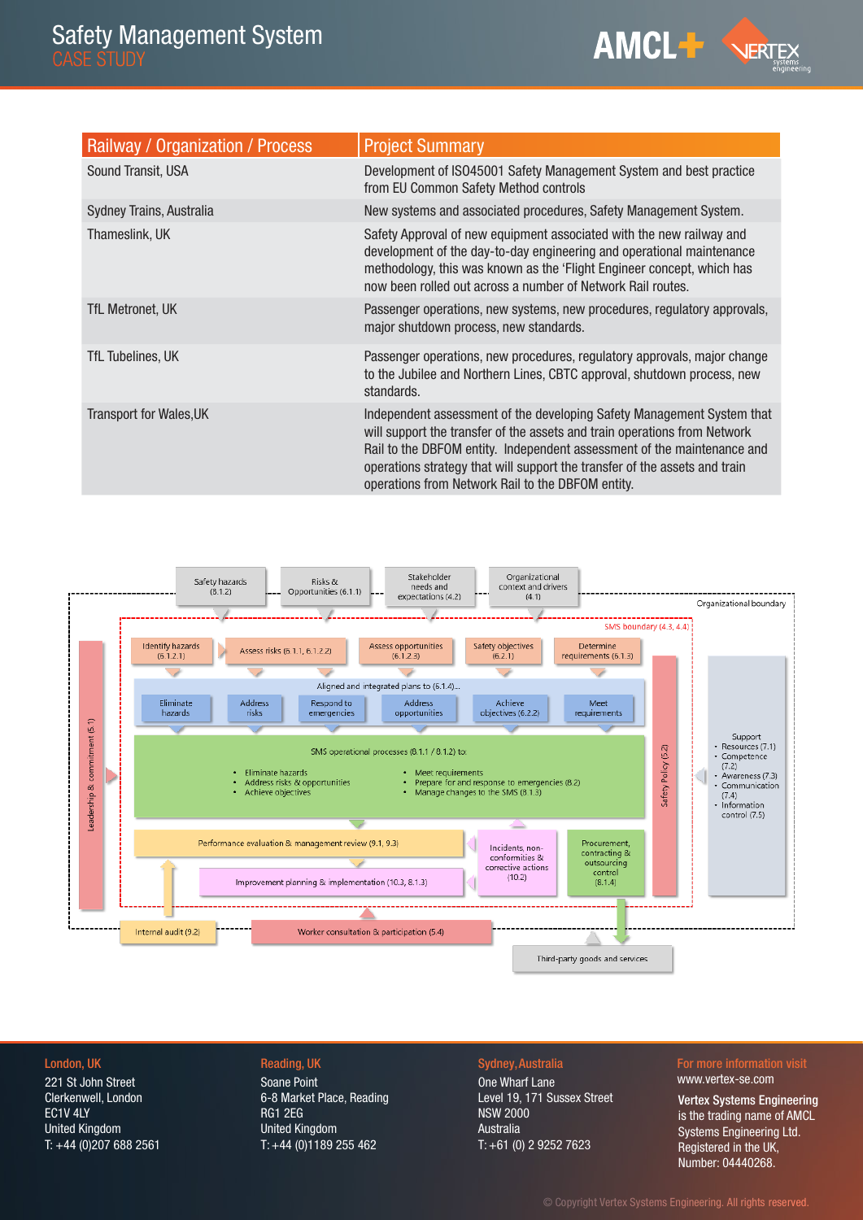# Safety Management System

## CASE STUDY

| Railway / Organization / Process | Project Summary |
|---|---|
| Sound Transit, USA | Development of ISO45001 Safety Management System and best practice from EU Common Safety Method controls |
| Sydney Trains, Australia | New systems and associated procedures, Safety Management System. |
| Thameslink, UK | Safety Approval of new equipment associated with the new railway and development of the day-to-day engineering and operational maintenance methodology, this was known as the 'Flight Engineer concept, which has now been rolled out across a number of Network Rail routes. |
| TfL Metronet, UK | Passenger operations, new systems, new procedures, regulatory approvals, major shutdown process, new standards. |
| TfL Tubelines, UK | Passenger operations, new procedures, regulatory approvals, major change to the Jubilee and Northern Lines, CBTC approval, shutdown process, new standards. |
| Transport for Wales,UK | Independent assessment of the developing Safety Management System that will support the transfer of the assets and train operations from Network Rail to the DBFOM entity. Independent assessment of the maintenance and operations strategy that will support the transfer of the assets and train operations from Network Rail to the DBFOM entity. |

Safety hazards (8.1.2)
Risks & Opportunities (6.1.1)
Stakeholder needs and expectations (4.2)
Organizational context and drivers (4.1)
Organizational boundary
SMS boundary (4.3, 4.4)
Identify hazards (6.1.2.1)
Assess risks (6.1.1, 6.1.2.2)
Assess opportunities (6.1.2.3)
Safety objectives (6.2.1)
Determine requirements (6.1.3)
Aligned and integrated plans to (6.1.4)...
Eliminate hazards
Address risks
Respond to emergencies
Address opportunities
Achieve objectives (6.2.2)
Meet requirements
SMS operational processes (8.1.1 / 8.1.2) to:
- Eliminate hazards
- Address risks & opportunities
- Achieve objectives
- Meet requirements
- Prepare for and response to emergencies (8.2)
- Manage changes to the SMS (8.1.3)
Leadership & commitment (5.1)
Safety Policy (5.2)
Support
- Resources (7.1)
- Competence (7.2)
- Awareness (7.3)
- Communication (7.4)
- Information control (7.5)
Performance evaluation & management review (9.1, 9.3)
Incidents, non-conformities & corrective actions (10.2)
Procurement, contracting & outsourcing control (8.1.4)
Improvement planning & implementation (10.3, 8.1.3)
Internal audit (9.2)
Worker consultation & participation (5.4)
Third-party goods and services

**London, UK**
221 St John Street
Clerkenwell, London
EC1V 4LY
United Kingdom
T: +44 (0)207 688 2561

**Reading, UK**
Soane Point
6-8 Market Place, Reading
RG1 2EG
United Kingdom
T: +44 (0)1189 255 462

**Sydney, Australia**
One Wharf Lane
Level 19, 171 Sussex Street
NSW 2000
Australia
T: +61 (0) 2 9252 7623

**For more information visit**
www.vertex-se.com

**Vertex Systems Engineering** is the trading name of AMCL Systems Engineering Ltd. Registered in the UK, Number: 04440268.

© Copyright Vertex Systems Engineering. All rights reserved.